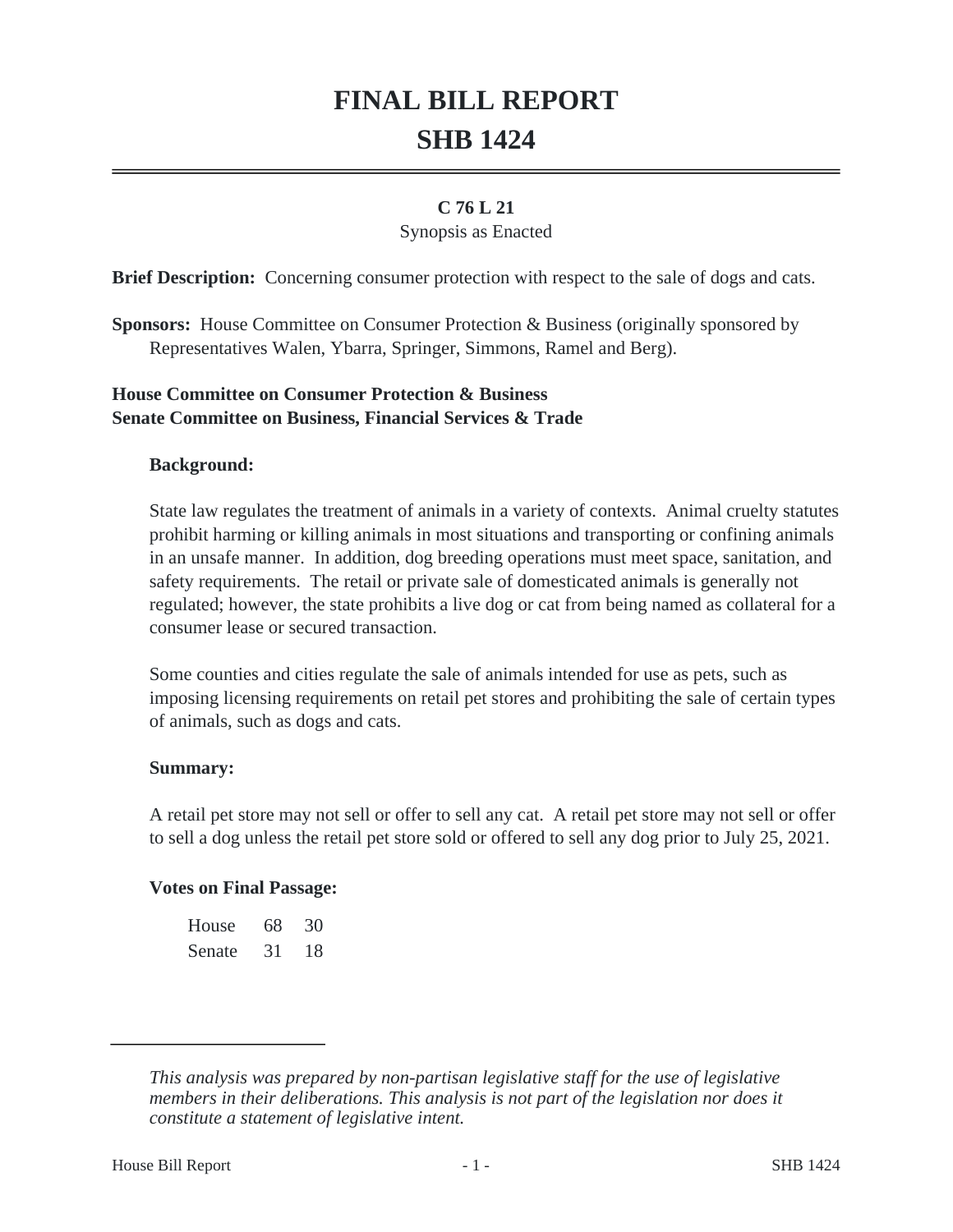# FINAL BILL REPORT

# SHB 1424

**C 76 L 21**

Synopsis as Enacted

**Brief Description:** Concerning consumer protection with respect to the sale of dogs and cats.

**Sponsors:** House Committee on Consumer Protection & Business (originally sponsored by Representatives Walen, Ybarra, Springer, Simmons, Ramel and Berg).

**House Committee on Consumer Protection & Business**
**Senate Committee on Business, Financial Services & Trade**

**Background:**

State law regulates the treatment of animals in a variety of contexts. Animal cruelty statutes prohibit harming or killing animals in most situations and transporting or confining animals in an unsafe manner. In addition, dog breeding operations must meet space, sanitation, and safety requirements. The retail or private sale of domesticated animals is generally not regulated; however, the state prohibits a live dog or cat from being named as collateral for a consumer lease or secured transaction.

Some counties and cities regulate the sale of animals intended for use as pets, such as imposing licensing requirements on retail pet stores and prohibiting the sale of certain types of animals, such as dogs and cats.

**Summary:**

A retail pet store may not sell or offer to sell any cat. A retail pet store may not sell or offer to sell a dog unless the retail pet store sold or offered to sell any dog prior to July 25, 2021.

**Votes on Final Passage:**

| | | |
|---|---|---|
| House | 68 | 30 |
| Senate | 31 | 18 |

---

*This analysis was prepared by non-partisan legislative staff for the use of legislative members in their deliberations. This analysis is not part of the legislation nor does it constitute a statement of legislative intent.*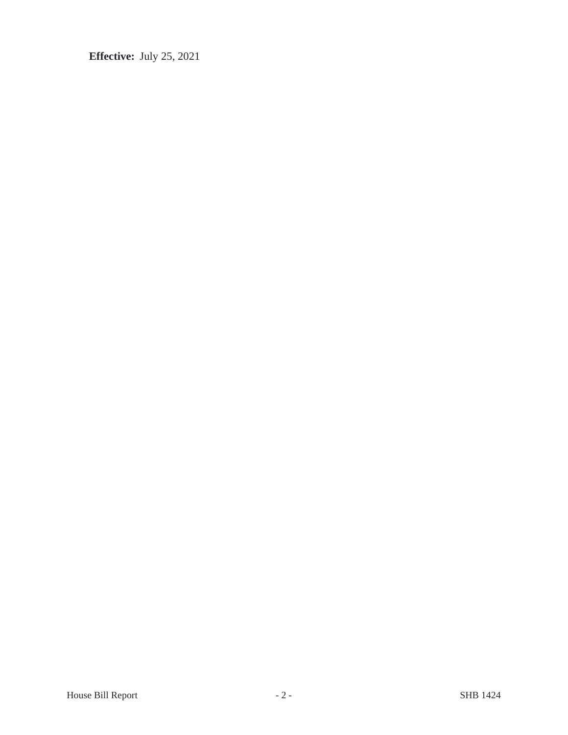**Effective:** July 25, 2021